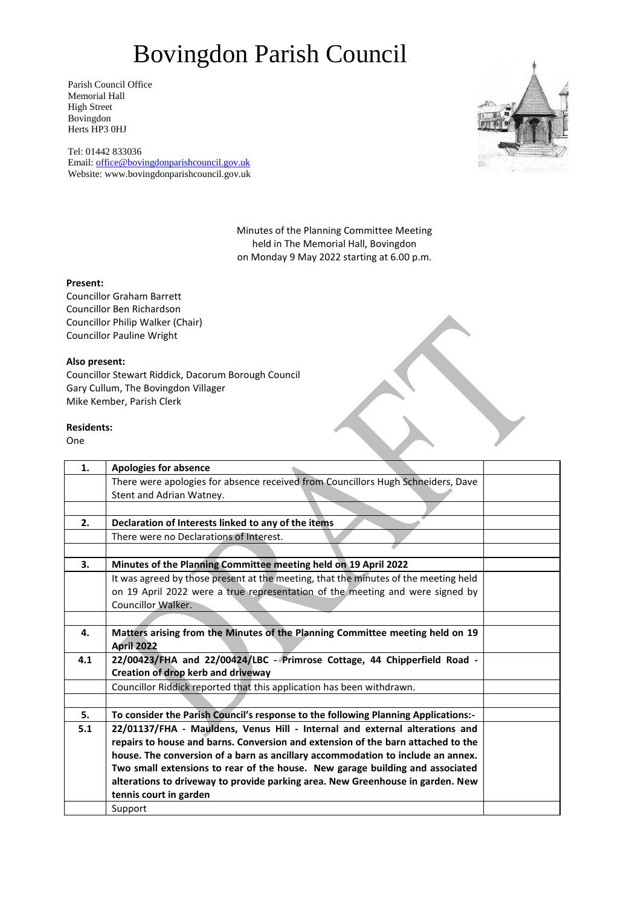# Bovingdon Parish Council

Parish Council Office
Memorial Hall
High Street
Bovingdon
Herts HP3 0HJ

Tel: 01442 833036
Email: office@bovingdonparishcouncil.gov.uk
Website: www.bovingdonparishcouncil.gov.uk

Minutes of the Planning Committee Meeting
held in The Memorial Hall, Bovingdon
on Monday 9 May 2022 starting at 6.00 p.m.

**Present:**
Councillor Graham Barrett
Councillor Ben Richardson
Councillor Philip Walker (Chair)
Councillor Pauline Wright

**Also present:**
Councillor Stewart Riddick, Dacorum Borough Council
Gary Cullum, The Bovingdon Villager
Mike Kember, Parish Clerk

**Residents:**
One

| | | |
|---|---|---|
| **1.** | **Apologies for absence** | |
| | There were apologies for absence received from Councillors Hugh Schneiders, Dave Stent and Adrian Watney. | |
| | | |
| **2.** | **Declaration of Interests linked to any of the items** | |
| | There were no Declarations of Interest. | |
| | | |
| **3.** | **Minutes of the Planning Committee meeting held on 19 April 2022** | |
| | It was agreed by those present at the meeting, that the minutes of the meeting held on 19 April 2022 were a true representation of the meeting and were signed by Councillor Walker. | |
| | | |
| **4.** | **Matters arising from the Minutes of the Planning Committee meeting held on 19 April 2022** | |
| **4.1** | **22/00423/FHA and 22/00424/LBC - Primrose Cottage, 44 Chipperfield Road - Creation of drop kerb and driveway** | |
| | Councillor Riddick reported that this application has been withdrawn. | |
| | | |
| **5.** | **To consider the Parish Council's response to the following Planning Applications:-** | |
| **5.1** | **22/01137/FHA - Mauldens, Venus Hill - Internal and external alterations and repairs to house and barns. Conversion and extension of the barn attached to the house. The conversion of a barn as ancillary accommodation to include an annex. Two small extensions to rear of the house. New garage building and associated alterations to driveway to provide parking area. New Greenhouse in garden. New tennis court in garden** | |
| | Support | |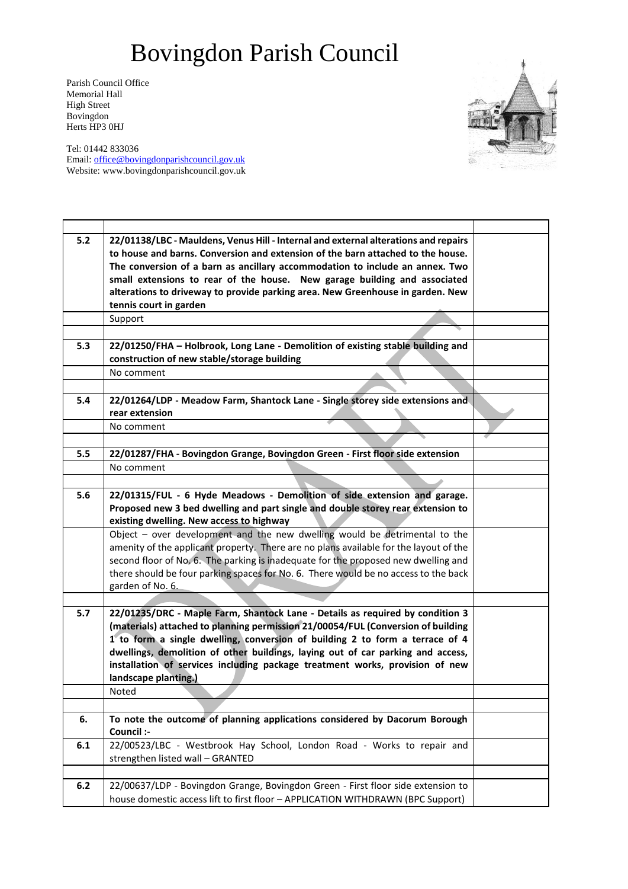# Bovingdon Parish Council

Parish Council Office
Memorial Hall
High Street
Bovingdon
Herts HP3 0HJ

Tel: 01442 833036
Email: office@bovingdonparishcouncil.gov.uk
Website: www.bovingdonparishcouncil.gov.uk

| | | |
|---|---|---|
| | | |
| **5.2** | **22/01138/LBC - Mauldens, Venus Hill - Internal and external alterations and repairs to house and barns. Conversion and extension of the barn attached to the house. The conversion of a barn as ancillary accommodation to include an annex. Two small extensions to rear of the house. New garage building and associated alterations to driveway to provide parking area. New Greenhouse in garden. New tennis court in garden** | |
| | Support | |
| | | |
| **5.3** | **22/01250/FHA – Holbrook, Long Lane - Demolition of existing stable building and construction of new stable/storage building** | |
| | No comment | |
| | | |
| **5.4** | **22/01264/LDP - Meadow Farm, Shantock Lane - Single storey side extensions and rear extension** | |
| | No comment | |
| | | |
| **5.5** | **22/01287/FHA - Bovingdon Grange, Bovingdon Green - First floor side extension** | |
| | No comment | |
| | | |
| **5.6** | **22/01315/FUL - 6 Hyde Meadows - Demolition of side extension and garage. Proposed new 3 bed dwelling and part single and double storey rear extension to existing dwelling. New access to highway** | |
| | Object – over development and the new dwelling would be detrimental to the amenity of the applicant property. There are no plans available for the layout of the second floor of No. 6. The parking is inadequate for the proposed new dwelling and there should be four parking spaces for No. 6. There would be no access to the back garden of No. 6. | |
| | | |
| **5.7** | **22/01235/DRC - Maple Farm, Shantock Lane - Details as required by condition 3 (materials) attached to planning permission 21/00054/FUL (Conversion of building 1 to form a single dwelling, conversion of building 2 to form a terrace of 4 dwellings, demolition of other buildings, laying out of car parking and access, installation of services including package treatment works, provision of new landscape planting.)** | |
| | Noted | |
| | | |
| **6.** | **To note the outcome of planning applications considered by Dacorum Borough Council :-** | |
| **6.1** | 22/00523/LBC - Westbrook Hay School, London Road - Works to repair and strengthen listed wall – GRANTED | |
| | | |
| **6.2** | 22/00637/LDP - Bovingdon Grange, Bovingdon Green - First floor side extension to house domestic access lift to first floor – APPLICATION WITHDRAWN (BPC Support) | |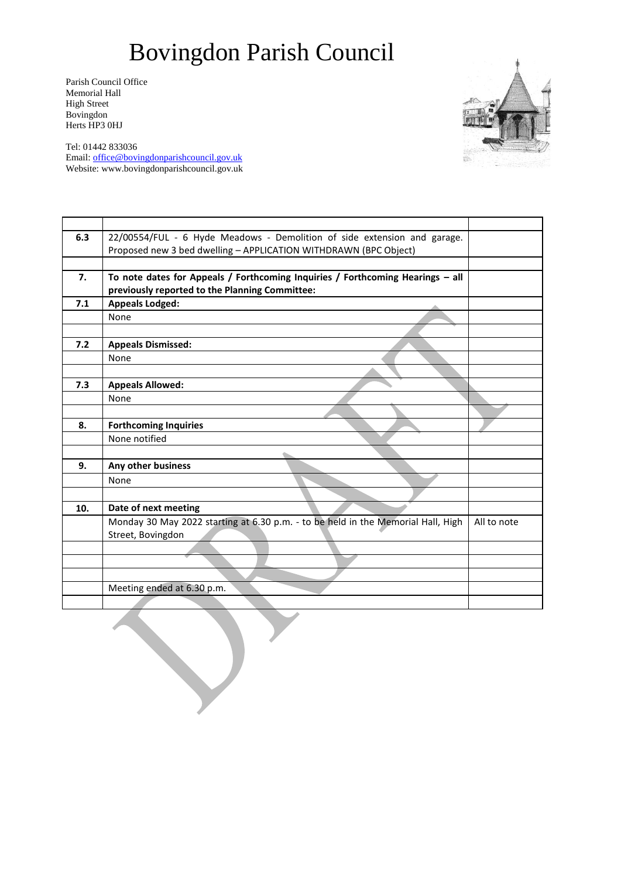# Bovingdon Parish Council

Parish Council Office
Memorial Hall
High Street
Bovingdon
Herts HP3 0HJ

Tel: 01442 833036
Email: office@bovingdonparishcouncil.gov.uk
Website: www.bovingdonparishcouncil.gov.uk

| | | |
|---|---|---|
| | | |
| 6.3 | 22/00554/FUL - 6 Hyde Meadows - Demolition of side extension and garage. Proposed new 3 bed dwelling – APPLICATION WITHDRAWN (BPC Object) | |
| | | |
| **7.** | **To note dates for Appeals / Forthcoming Inquiries / Forthcoming Hearings – all previously reported to the Planning Committee:** | |
| **7.1** | **Appeals Lodged:** | |
| | None | |
| | | |
| **7.2** | **Appeals Dismissed:** | |
| | None | |
| | | |
| **7.3** | **Appeals Allowed:** | |
| | None | |
| | | |
| **8.** | **Forthcoming Inquiries** | |
| | None notified | |
| | | |
| **9.** | **Any other business** | |
| | None | |
| | | |
| **10.** | **Date of next meeting** | |
| | Monday 30 May 2022 starting at 6.30 p.m. - to be held in the Memorial Hall, High Street, Bovingdon | All to note |
| | | |
| | | |
| | | |
| | Meeting ended at 6.30 p.m. | |
| | | |

DRAFT